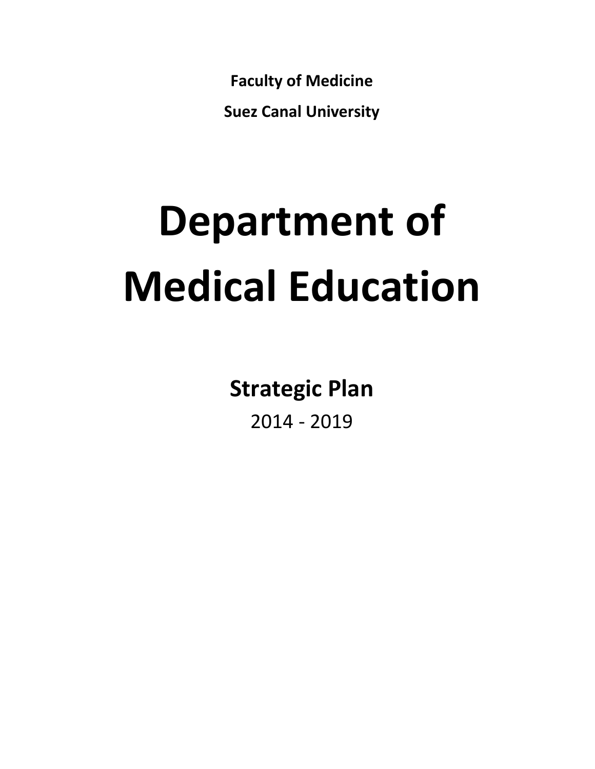**Faculty of Medicine**

**Suez Canal University**

# Department of Medical Education

## Strategic Plan

2014 - 2019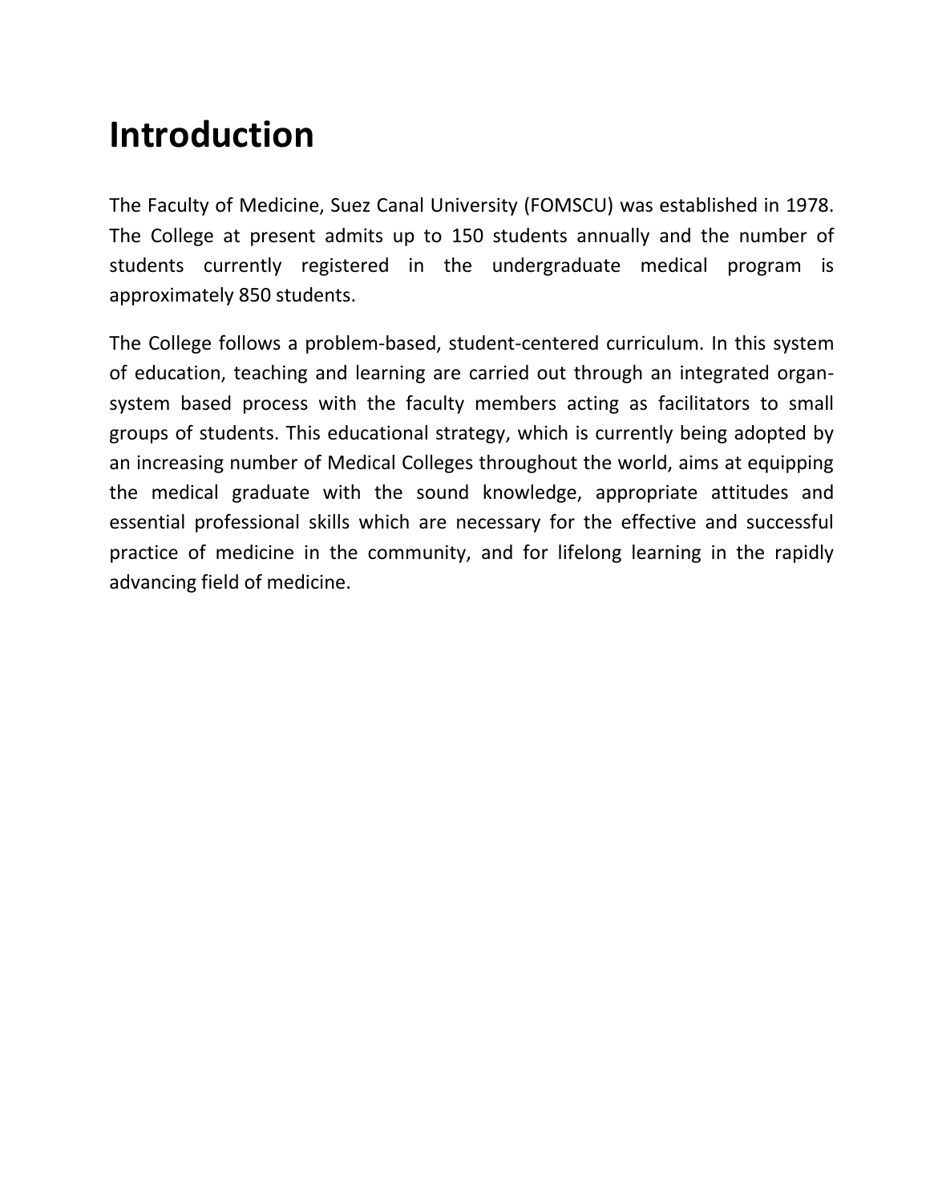# Introduction

The Faculty of Medicine, Suez Canal University (FOMSCU) was established in 1978. The College at present admits up to 150 students annually and the number of students currently registered in the undergraduate medical program is approximately 850 students.

The College follows a problem-based, student-centered curriculum. In this system of education, teaching and learning are carried out through an integrated organ-system based process with the faculty members acting as facilitators to small groups of students. This educational strategy, which is currently being adopted by an increasing number of Medical Colleges throughout the world, aims at equipping the medical graduate with the sound knowledge, appropriate attitudes and essential professional skills which are necessary for the effective and successful practice of medicine in the community, and for lifelong learning in the rapidly advancing field of medicine.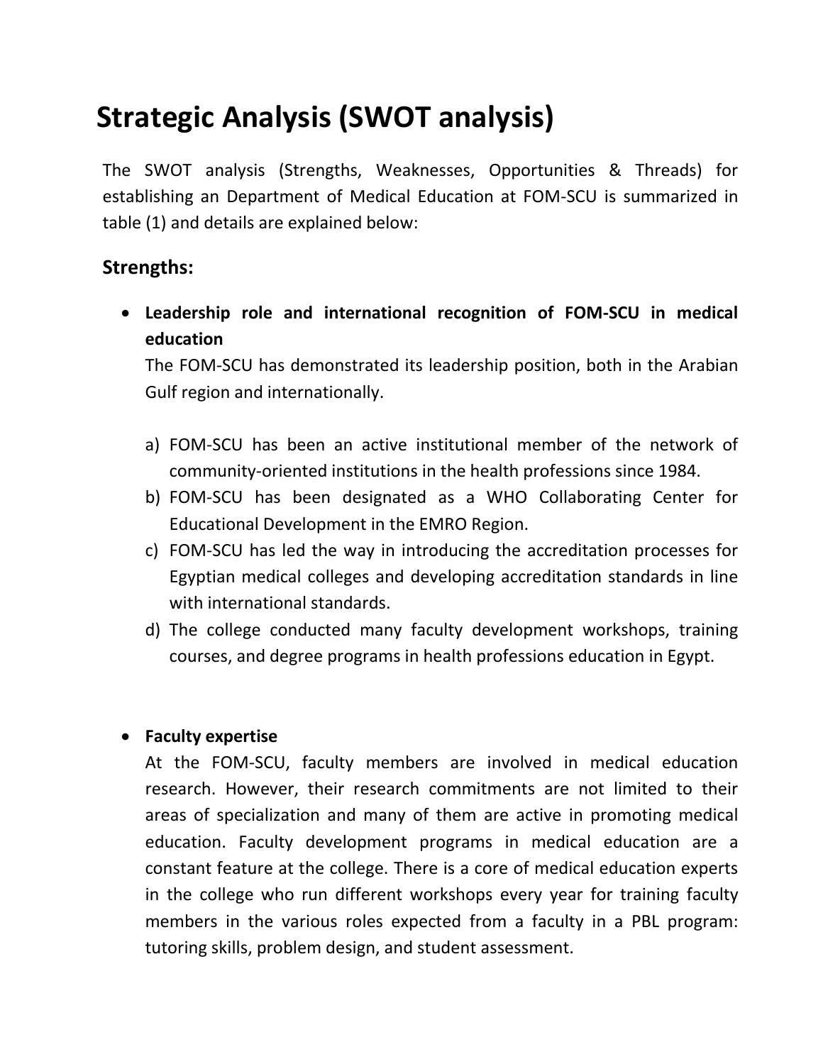# Strategic Analysis (SWOT analysis)

The SWOT analysis (Strengths, Weaknesses, Opportunities & Threads) for establishing an Department of Medical Education at FOM-SCU is summarized in table (1) and details are explained below:

## Strengths:

- **Leadership role and international recognition of FOM-SCU in medical education**

  The FOM-SCU has demonstrated its leadership position, both in the Arabian Gulf region and internationally.

  a) FOM-SCU has been an active institutional member of the network of community-oriented institutions in the health professions since 1984.
  b) FOM-SCU has been designated as a WHO Collaborating Center for Educational Development in the EMRO Region.
  c) FOM-SCU has led the way in introducing the accreditation processes for Egyptian medical colleges and developing accreditation standards in line with international standards.
  d) The college conducted many faculty development workshops, training courses, and degree programs in health professions education in Egypt.

- **Faculty expertise**

  At the FOM-SCU, faculty members are involved in medical education research. However, their research commitments are not limited to their areas of specialization and many of them are active in promoting medical education. Faculty development programs in medical education are a constant feature at the college. There is a core of medical education experts in the college who run different workshops every year for training faculty members in the various roles expected from a faculty in a PBL program: tutoring skills, problem design, and student assessment.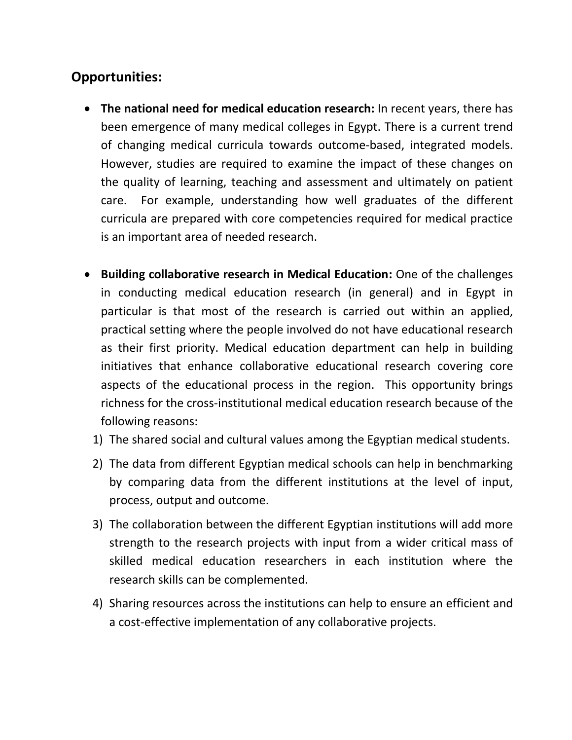## Opportunities:

- **The national need for medical education research:** In recent years, there has been emergence of many medical colleges in Egypt. There is a current trend of changing medical curricula towards outcome-based, integrated models. However, studies are required to examine the impact of these changes on the quality of learning, teaching and assessment and ultimately on patient care. For example, understanding how well graduates of the different curricula are prepared with core competencies required for medical practice is an important area of needed research.

- **Building collaborative research in Medical Education:** One of the challenges in conducting medical education research (in general) and in Egypt in particular is that most of the research is carried out within an applied, practical setting where the people involved do not have educational research as their first priority. Medical education department can help in building initiatives that enhance collaborative educational research covering core aspects of the educational process in the region. This opportunity brings richness for the cross-institutional medical education research because of the following reasons:
  1) The shared social and cultural values among the Egyptian medical students.
  2) The data from different Egyptian medical schools can help in benchmarking by comparing data from the different institutions at the level of input, process, output and outcome.
  3) The collaboration between the different Egyptian institutions will add more strength to the research projects with input from a wider critical mass of skilled medical education researchers in each institution where the research skills can be complemented.
  4) Sharing resources across the institutions can help to ensure an efficient and a cost-effective implementation of any collaborative projects.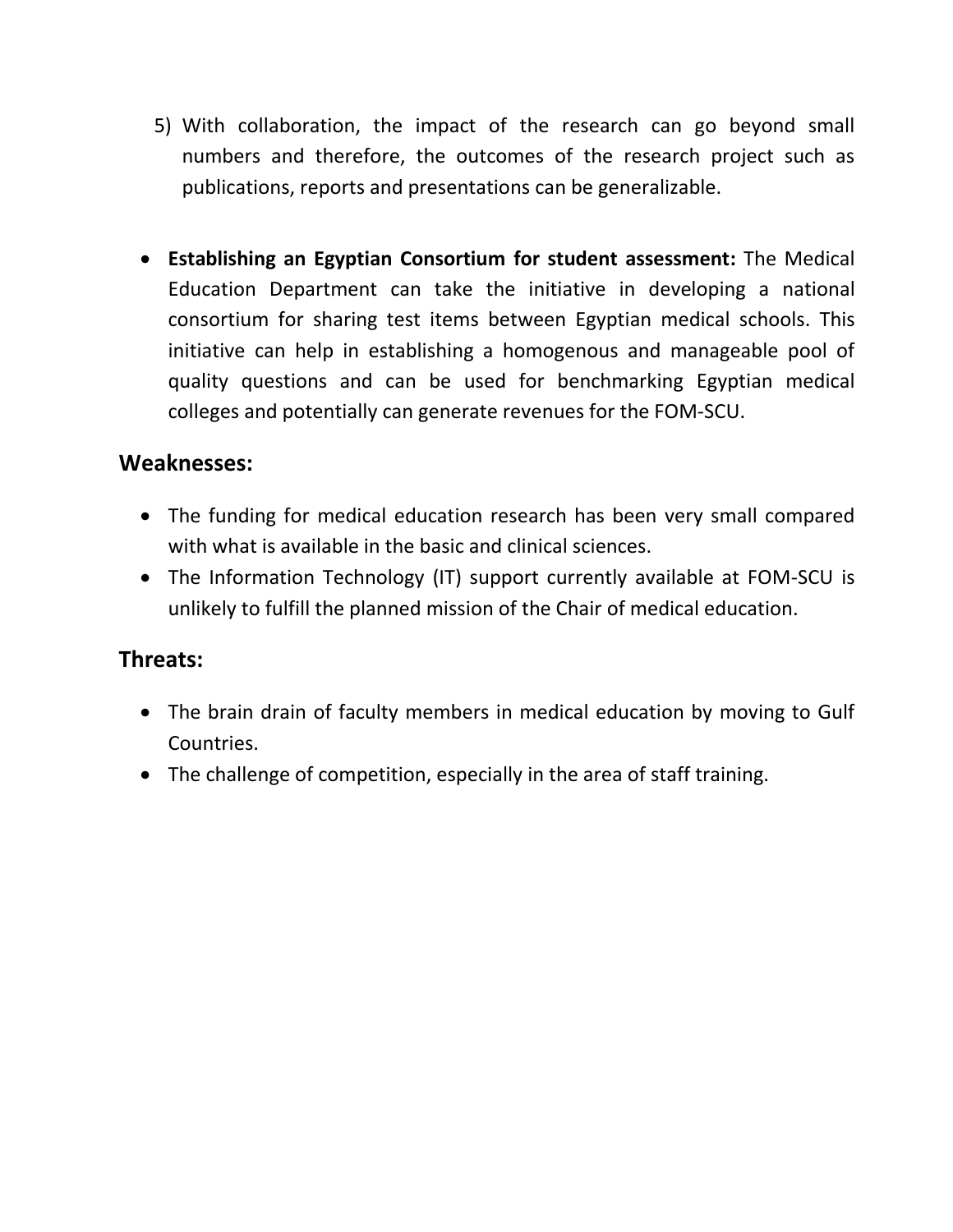5) With collaboration, the impact of the research can go beyond small numbers and therefore, the outcomes of the research project such as publications, reports and presentations can be generalizable.

- **Establishing an Egyptian Consortium for student assessment:** The Medical Education Department can take the initiative in developing a national consortium for sharing test items between Egyptian medical schools. This initiative can help in establishing a homogenous and manageable pool of quality questions and can be used for benchmarking Egyptian medical colleges and potentially can generate revenues for the FOM-SCU.

## Weaknesses:

- The funding for medical education research has been very small compared with what is available in the basic and clinical sciences.
- The Information Technology (IT) support currently available at FOM-SCU is unlikely to fulfill the planned mission of the Chair of medical education.

## Threats:

- The brain drain of faculty members in medical education by moving to Gulf Countries.
- The challenge of competition, especially in the area of staff training.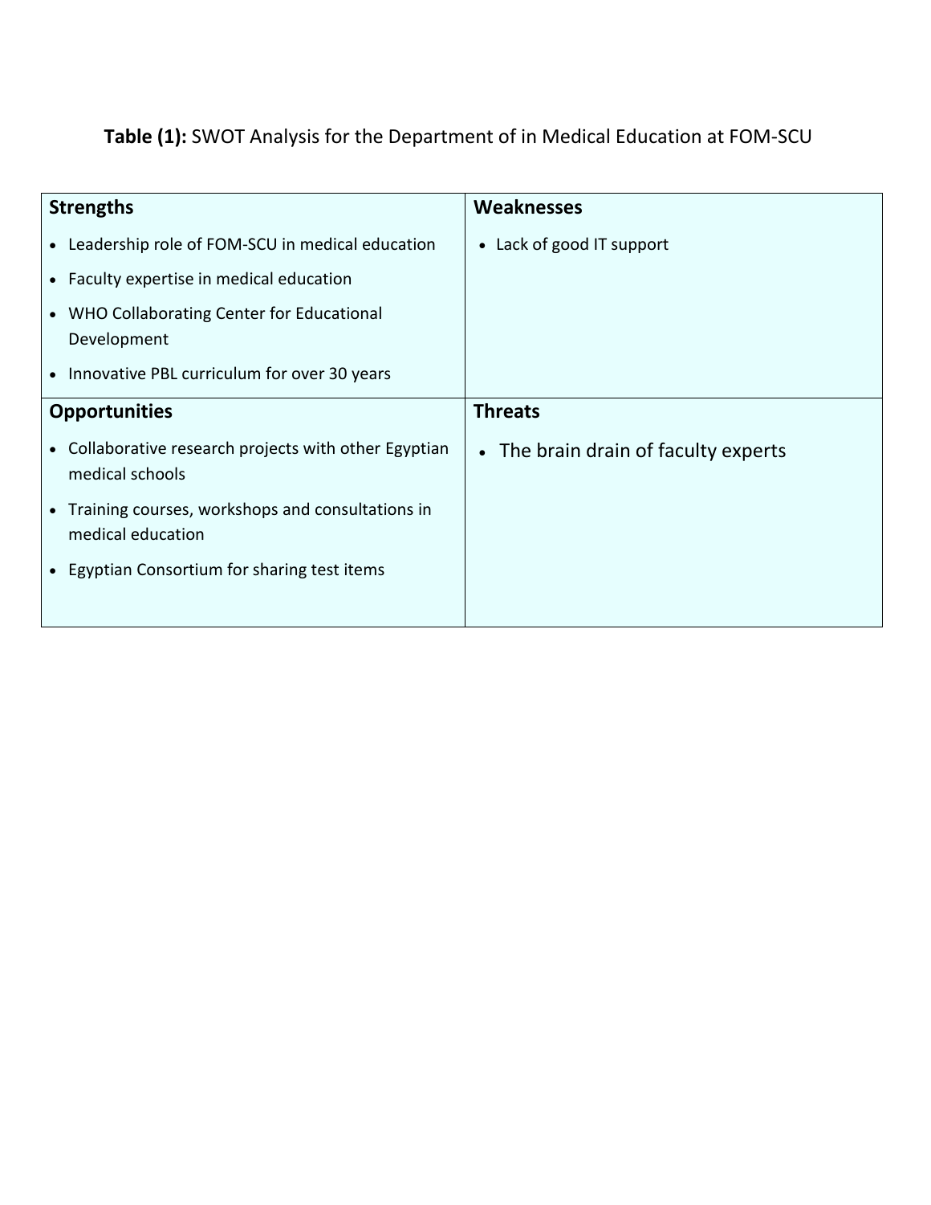**Table (1):** SWOT Analysis for the Department of in Medical Education at FOM-SCU

| **Strengths** | **Weaknesses** |
|---|---|
| • Leadership role of FOM-SCU in medical education<br>• Faculty expertise in medical education<br>• WHO Collaborating Center for Educational Development<br>• Innovative PBL curriculum for over 30 years | • Lack of good IT support |
| **Opportunities** | **Threats** |
| • Collaborative research projects with other Egyptian medical schools<br>• Training courses, workshops and consultations in medical education<br>• Egyptian Consortium for sharing test items | • The brain drain of faculty experts |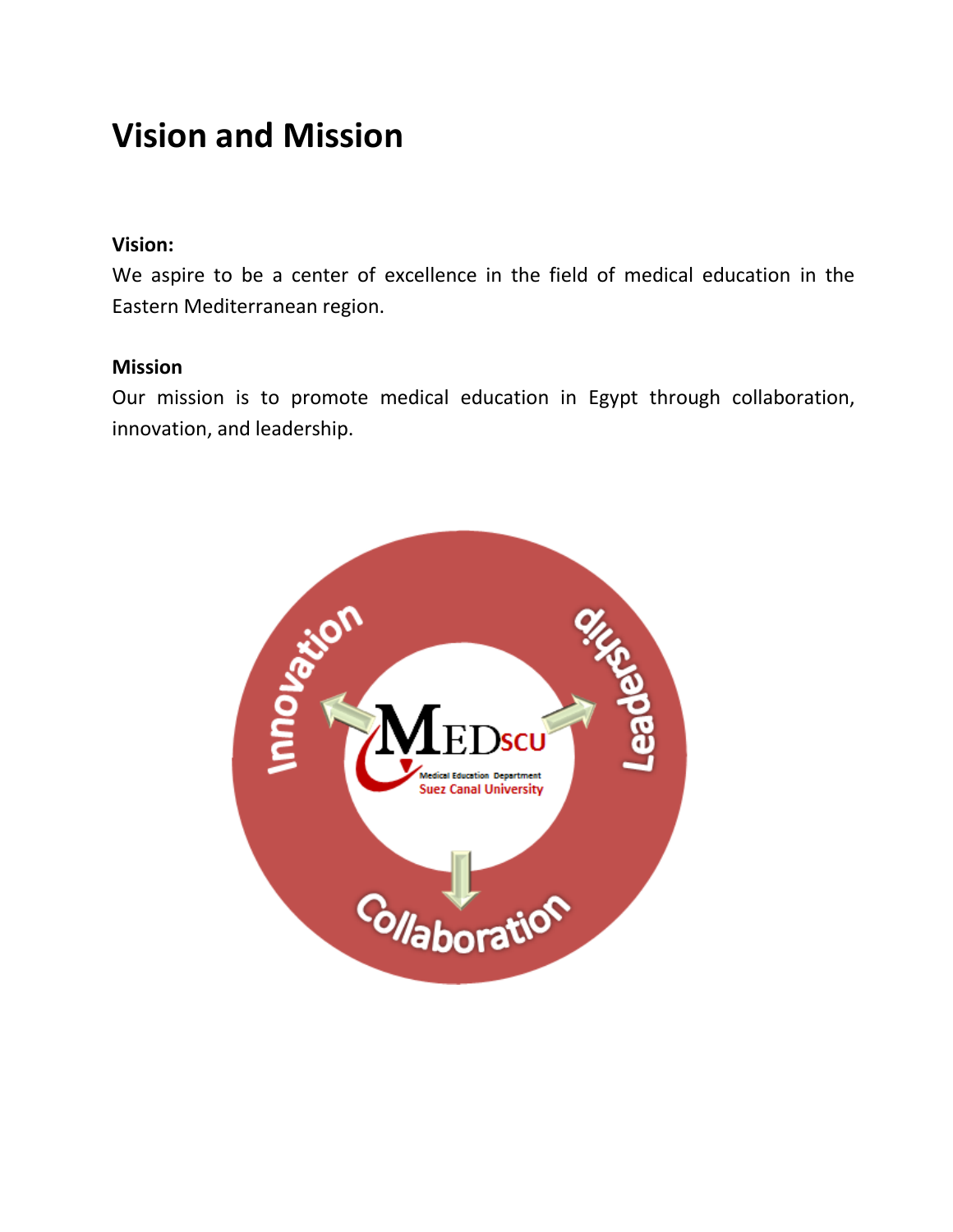# Vision and Mission

**Vision:**

We aspire to be a center of excellence in the field of medical education in the Eastern Mediterranean region.

**Mission**

Our mission is to promote medical education in Egypt through collaboration, innovation, and leadership.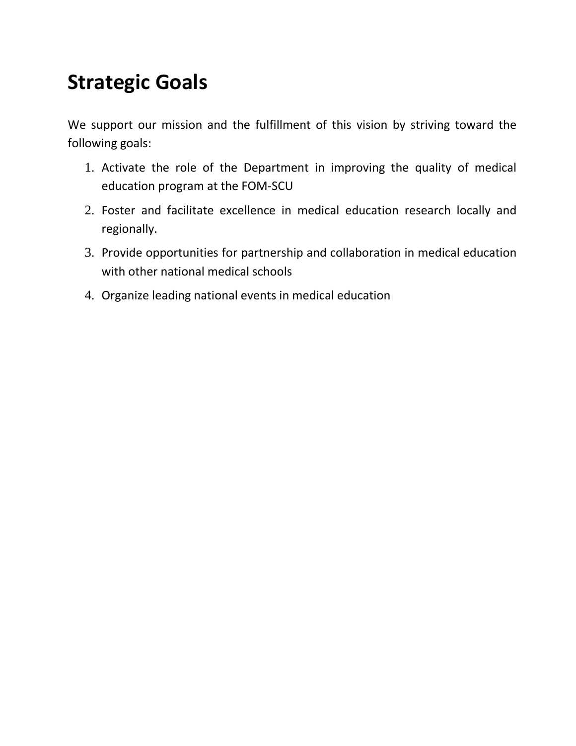# Strategic Goals

We support our mission and the fulfillment of this vision by striving toward the following goals:

1. Activate the role of the Department in improving the quality of medical education program at the FOM-SCU
2. Foster and facilitate excellence in medical education research locally and regionally.
3. Provide opportunities for partnership and collaboration in medical education with other national medical schools
4. Organize leading national events in medical education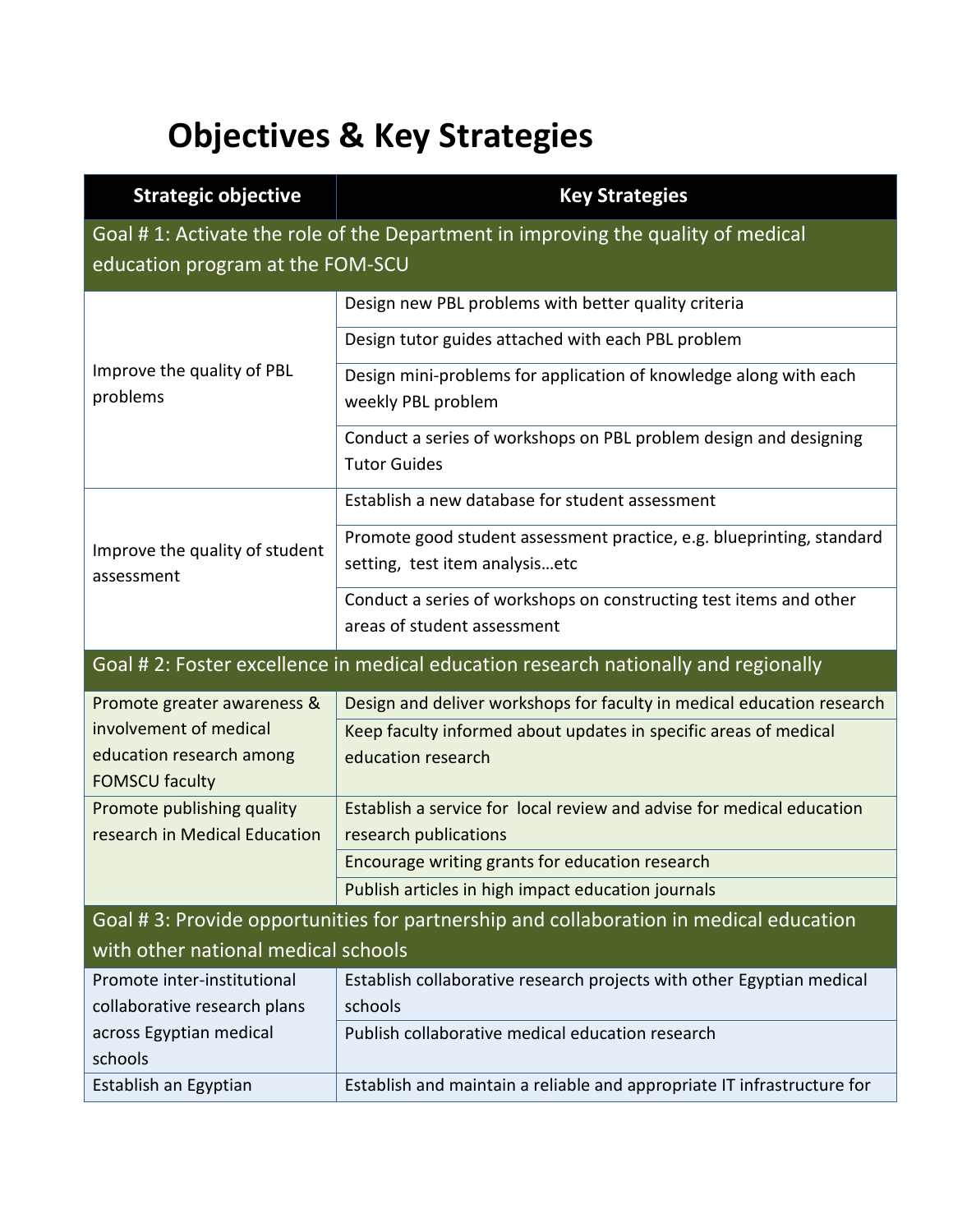# Objectives & Key Strategies

| Strategic objective | Key Strategies |
|---|---|
| **Goal # 1: Activate the role of the Department in improving the quality of medical education program at the FOM-SCU** | |
| Improve the quality of PBL problems | Design new PBL problems with better quality criteria |
| | Design tutor guides attached with each PBL problem |
| | Design mini-problems for application of knowledge along with each weekly PBL problem |
| | Conduct a series of workshops on PBL problem design and designing Tutor Guides |
| Improve the quality of student assessment | Establish a new database for student assessment |
| | Promote good student assessment practice, e.g. blueprinting, standard setting, test item analysis…etc |
| | Conduct a series of workshops on constructing test items and other areas of student assessment |
| **Goal # 2: Foster excellence in medical education research nationally and regionally** | |
| Promote greater awareness & involvement of medical education research among FOMSCU faculty | Design and deliver workshops for faculty in medical education research |
| | Keep faculty informed about updates in specific areas of medical education research |
| Promote publishing quality research in Medical Education | Establish a service for local review and advise for medical education research publications |
| | Encourage writing grants for education research |
| | Publish articles in high impact education journals |
| **Goal # 3: Provide opportunities for partnership and collaboration in medical education with other national medical schools** | |
| Promote inter-institutional collaborative research plans across Egyptian medical schools | Establish collaborative research projects with other Egyptian medical schools |
| | Publish collaborative medical education research |
| Establish an Egyptian | Establish and maintain a reliable and appropriate IT infrastructure for |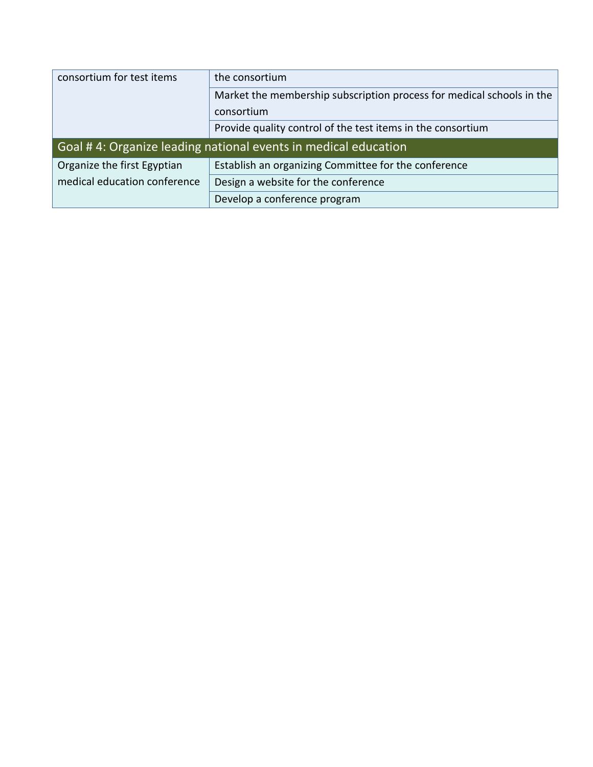| | |
|---|---|
| consortium for test items | the consortium |
| | Market the membership subscription process for medical schools in the consortium |
| | Provide quality control of the test items in the consortium |
| **Goal # 4: Organize leading national events in medical education** | |
| Organize the first Egyptian medical education conference | Establish an organizing Committee for the conference |
| | Design a website for the conference |
| | Develop a conference program |